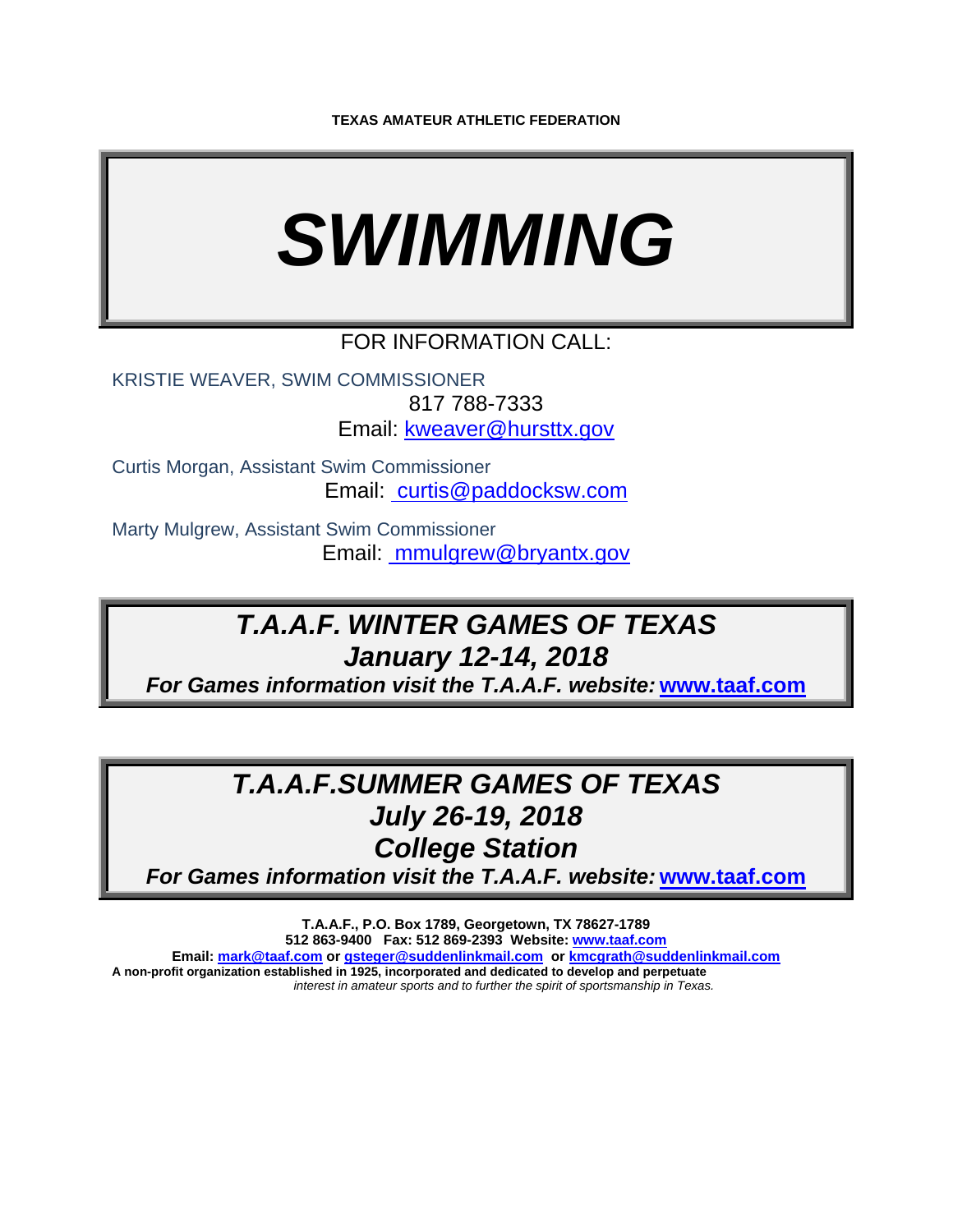**TEXAS AMATEUR ATHLETIC FEDERATION**

# *SWIMMING*

FOR INFORMATION CALL:

KRISTIE WEAVER, SWIM COMMISSIONER
817 788-7333
Email: kweaver@hursttx.gov

Curtis Morgan, Assistant Swim Commissioner
Email: curtis@paddocksw.com

Marty Mulgrew, Assistant Swim Commissioner
Email: mmulgrew@bryantx.gov

## *T.A.A.F. WINTER GAMES OF TEXAS*
## *January 12-14, 2018*
***For Games information visit the T.A.A.F. website: www.taaf.com***

## *T.A.A.F.SUMMER GAMES OF TEXAS*
## *July 26-19, 2018*
## *College Station*
***For Games information visit the T.A.A.F. website: www.taaf.com***

**T.A.A.F., P.O. Box 1789, Georgetown, TX 78627-1789**
**512 863-9400 Fax: 512 869-2393 Website: www.taaf.com**
**Email: mark@taaf.com or gsteger@suddenlinkmail.com or kmcgrath@suddenlinkmail.com**
**A non-profit organization established in 1925, incorporated and dedicated to develop and perpetuate**
*interest in amateur sports and to further the spirit of sportsmanship in Texas.*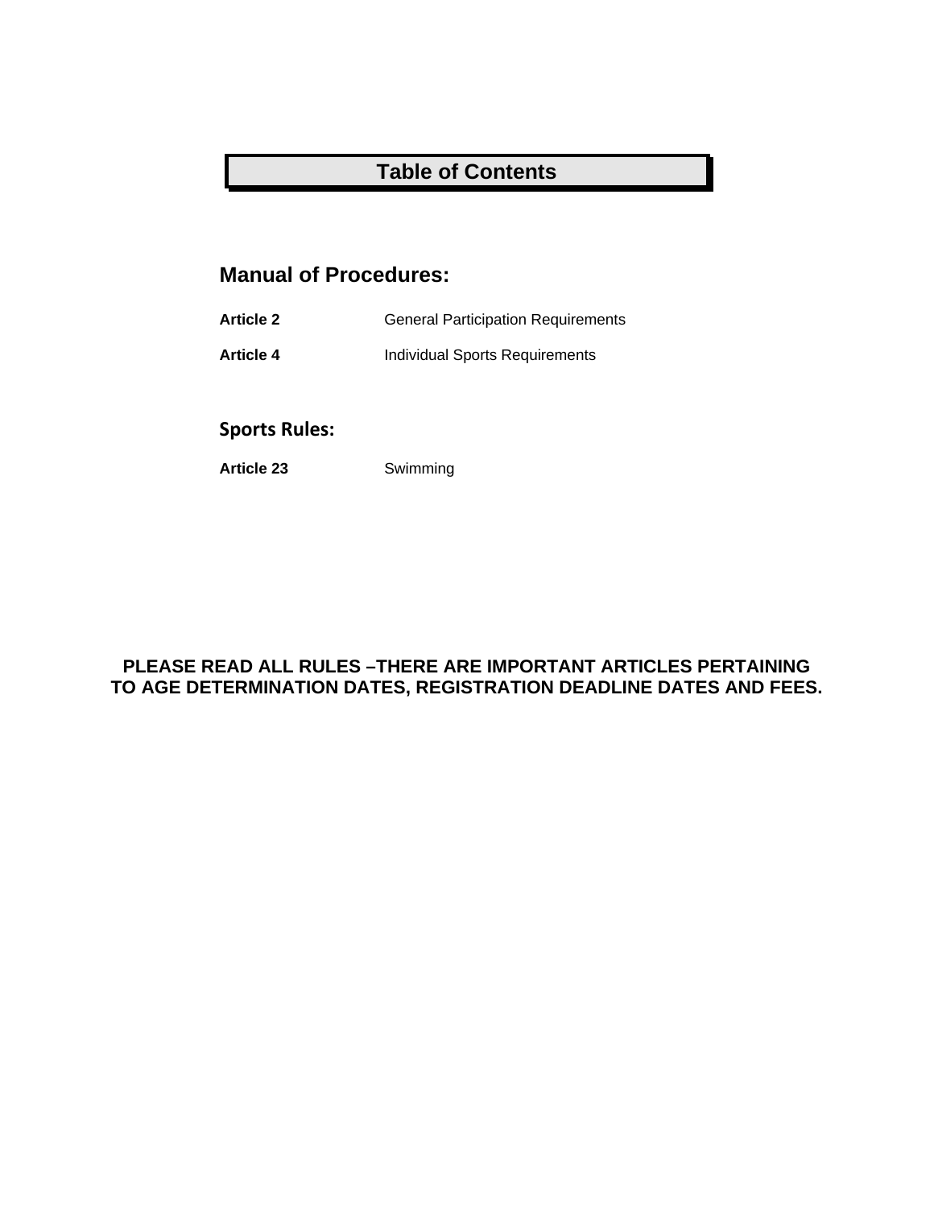# Table of Contents

## Manual of Procedures:

| | |
|---|---|
| **Article 2** | General Participation Requirements |
| **Article 4** | Individual Sports Requirements |

## Sports Rules:

| | |
|---|---|
| **Article 23** | Swimming |

**PLEASE READ ALL RULES –THERE ARE IMPORTANT ARTICLES PERTAINING TO AGE DETERMINATION DATES, REGISTRATION DEADLINE DATES AND FEES.**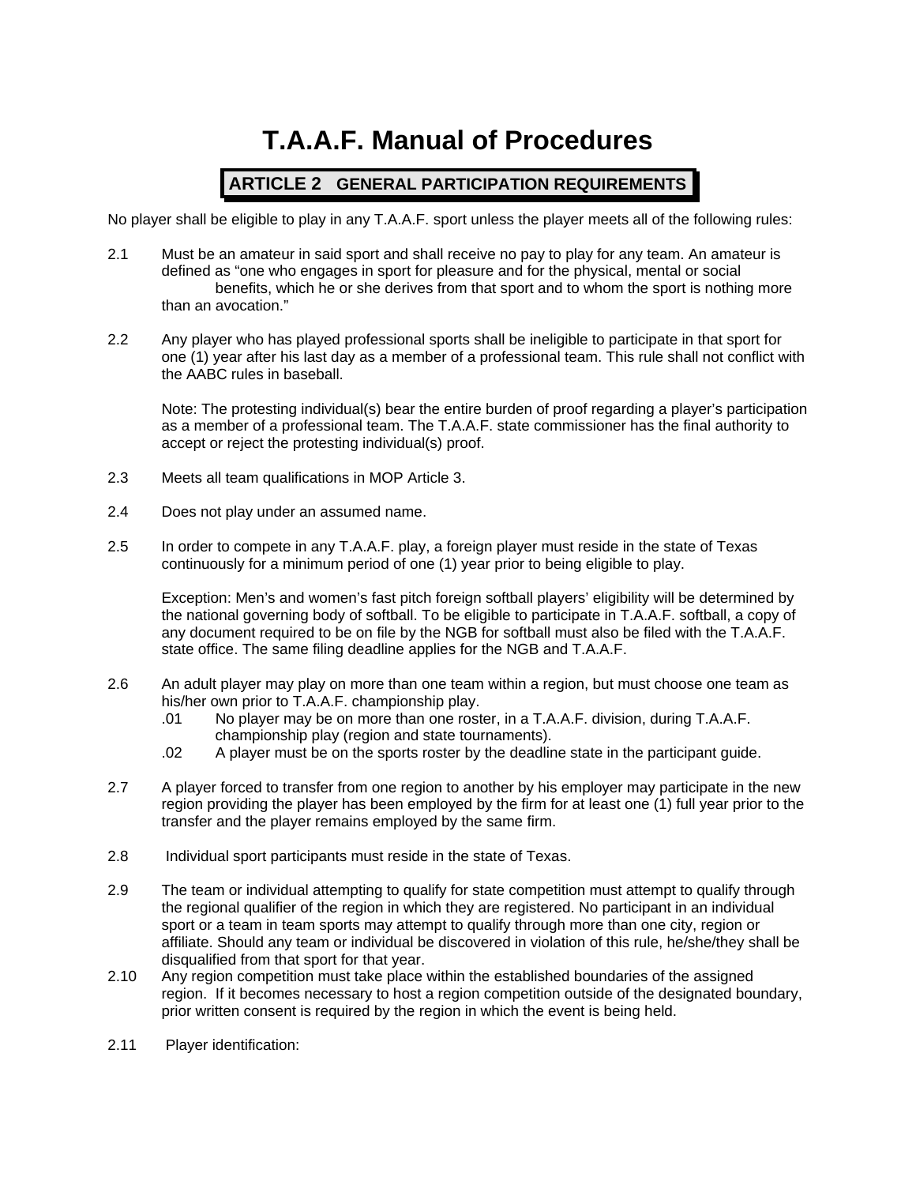# T.A.A.F. Manual of Procedures

## ARTICLE 2 GENERAL PARTICIPATION REQUIREMENTS

No player shall be eligible to play in any T.A.A.F. sport unless the player meets all of the following rules:

2.1 Must be an amateur in said sport and shall receive no pay to play for any team. An amateur is defined as "one who engages in sport for pleasure and for the physical, mental or social benefits, which he or she derives from that sport and to whom the sport is nothing more than an avocation."

2.2 Any player who has played professional sports shall be ineligible to participate in that sport for one (1) year after his last day as a member of a professional team. This rule shall not conflict with the AABC rules in baseball.

Note: The protesting individual(s) bear the entire burden of proof regarding a player's participation as a member of a professional team. The T.A.A.F. state commissioner has the final authority to accept or reject the protesting individual(s) proof.

2.3 Meets all team qualifications in MOP Article 3.

2.4 Does not play under an assumed name.

2.5 In order to compete in any T.A.A.F. play, a foreign player must reside in the state of Texas continuously for a minimum period of one (1) year prior to being eligible to play.

Exception: Men's and women's fast pitch foreign softball players' eligibility will be determined by the national governing body of softball. To be eligible to participate in T.A.A.F. softball, a copy of any document required to be on file by the NGB for softball must also be filed with the T.A.A.F. state office. The same filing deadline applies for the NGB and T.A.A.F.

2.6 An adult player may play on more than one team within a region, but must choose one team as his/her own prior to T.A.A.F. championship play.

- .01 No player may be on more than one roster, in a T.A.A.F. division, during T.A.A.F. championship play (region and state tournaments).
- .02 A player must be on the sports roster by the deadline state in the participant guide.

2.7 A player forced to transfer from one region to another by his employer may participate in the new region providing the player has been employed by the firm for at least one (1) full year prior to the transfer and the player remains employed by the same firm.

2.8 Individual sport participants must reside in the state of Texas.

2.9 The team or individual attempting to qualify for state competition must attempt to qualify through the regional qualifier of the region in which they are registered. No participant in an individual sport or a team in team sports may attempt to qualify through more than one city, region or affiliate. Should any team or individual be discovered in violation of this rule, he/she/they shall be disqualified from that sport for that year.

2.10 Any region competition must take place within the established boundaries of the assigned region. If it becomes necessary to host a region competition outside of the designated boundary, prior written consent is required by the region in which the event is being held.

2.11 Player identification: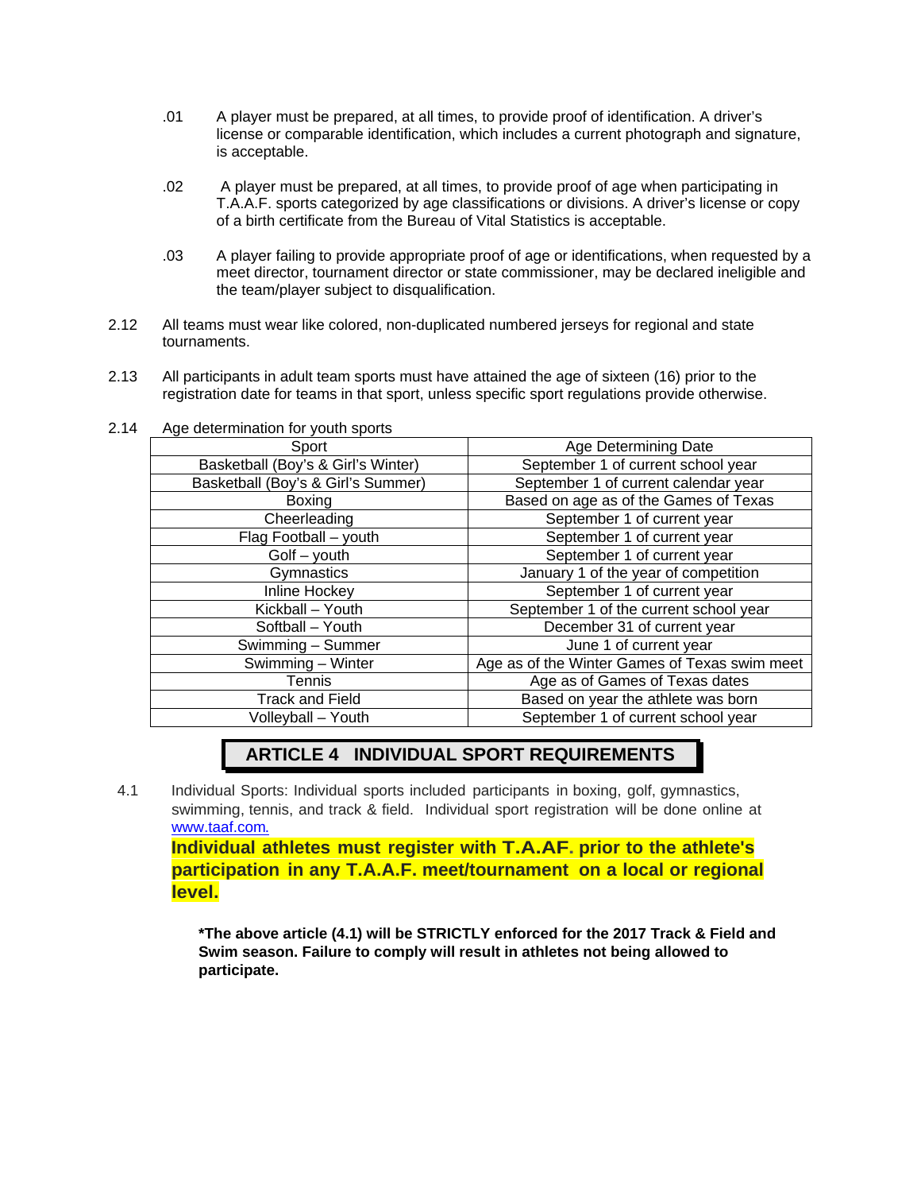.01 A player must be prepared, at all times, to provide proof of identification. A driver's license or comparable identification, which includes a current photograph and signature, is acceptable.

.02 A player must be prepared, at all times, to provide proof of age when participating in T.A.A.F. sports categorized by age classifications or divisions. A driver's license or copy of a birth certificate from the Bureau of Vital Statistics is acceptable.

.03 A player failing to provide appropriate proof of age or identifications, when requested by a meet director, tournament director or state commissioner, may be declared ineligible and the team/player subject to disqualification.

2.12 All teams must wear like colored, non-duplicated numbered jerseys for regional and state tournaments.

2.13 All participants in adult team sports must have attained the age of sixteen (16) prior to the registration date for teams in that sport, unless specific sport regulations provide otherwise.

2.14 Age determination for youth sports

| Sport | Age Determining Date |
|---|---|
| Basketball (Boy's & Girl's Winter) | September 1 of current school year |
| Basketball (Boy's & Girl's Summer) | September 1 of current calendar year |
| Boxing | Based on age as of the Games of Texas |
| Cheerleading | September 1 of current year |
| Flag Football – youth | September 1 of current year |
| Golf – youth | September 1 of current year |
| Gymnastics | January 1 of the year of competition |
| Inline Hockey | September 1 of current year |
| Kickball – Youth | September 1 of the current school year |
| Softball – Youth | December 31 of current year |
| Swimming – Summer | June 1 of current year |
| Swimming – Winter | Age as of the Winter Games of Texas swim meet |
| Tennis | Age as of Games of Texas dates |
| Track and Field | Based on year the athlete was born |
| Volleyball – Youth | September 1 of current school year |

## ARTICLE 4 INDIVIDUAL SPORT REQUIREMENTS

4.1 Individual Sports: Individual sports included participants in boxing, golf, gymnastics, swimming, tennis, and track & field. Individual sport registration will be done online at www.taaf.com.

**Individual athletes must register with T.A.AF. prior to the athlete's participation in any T.A.A.F. meet/tournament on a local or regional level.**

**\*The above article (4.1) will be STRICTLY enforced for the 2017 Track & Field and Swim season. Failure to comply will result in athletes not being allowed to participate.**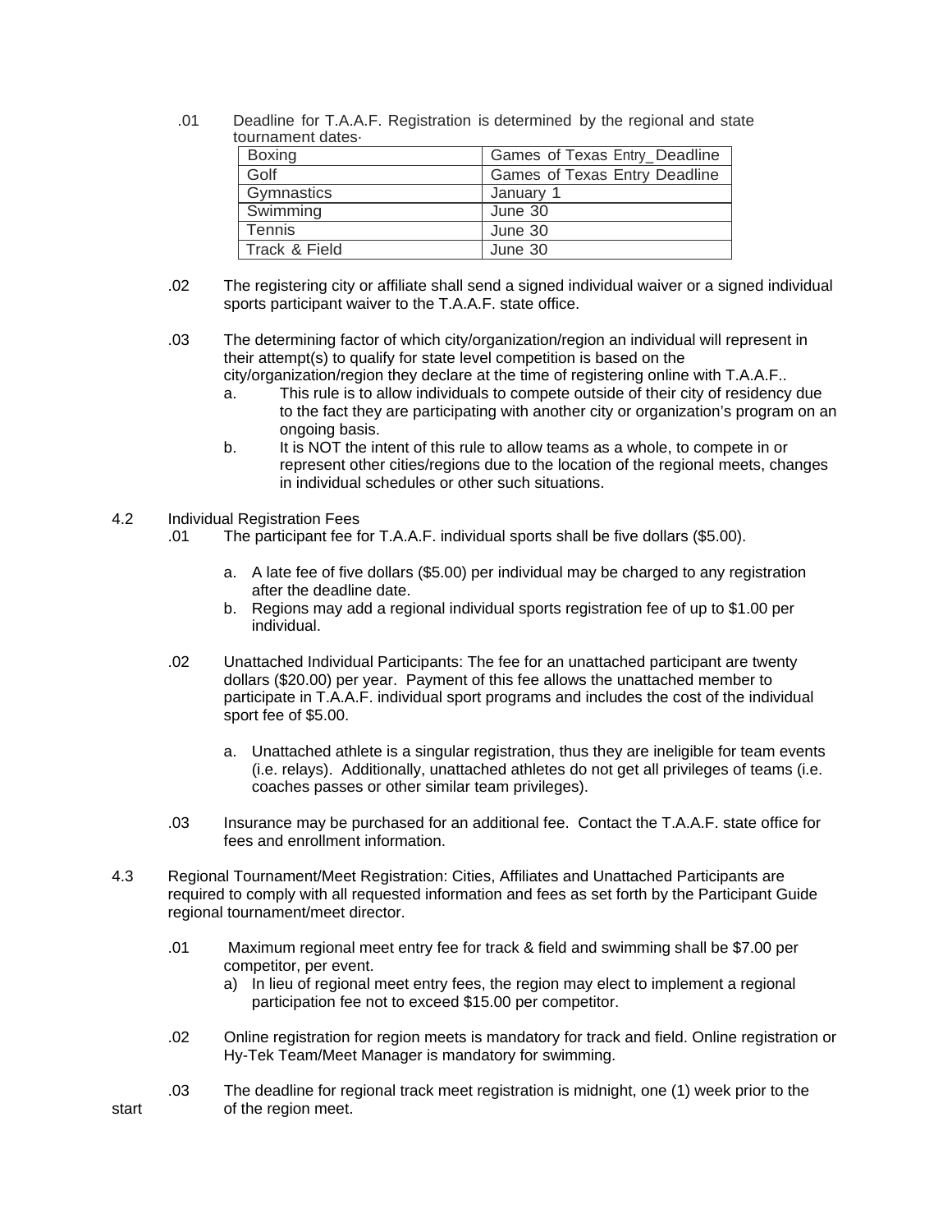.01 Deadline for T.A.A.F. Registration is determined by the regional and state tournament dates·

| Boxing | Games of Texas Entry_Deadline |
|---|---|
| Golf | Games of Texas Entry Deadline |
| Gymnastics | January 1 |
| Swimming | June 30 |
| Tennis | June 30 |
| Track & Field | June 30 |

.02 The registering city or affiliate shall send a signed individual waiver or a signed individual sports participant waiver to the T.A.A.F. state office.

.03 The determining factor of which city/organization/region an individual will represent in their attempt(s) to qualify for state level competition is based on the city/organization/region they declare at the time of registering online with T.A.A.F..

a. This rule is to allow individuals to compete outside of their city of residency due to the fact they are participating with another city or organization's program on an ongoing basis.

b. It is NOT the intent of this rule to allow teams as a whole, to compete in or represent other cities/regions due to the location of the regional meets, changes in individual schedules or other such situations.

4.2 Individual Registration Fees

.01 The participant fee for T.A.A.F. individual sports shall be five dollars ($5.00).

a. A late fee of five dollars ($5.00) per individual may be charged to any registration after the deadline date.
b. Regions may add a regional individual sports registration fee of up to $1.00 per individual.

.02 Unattached Individual Participants: The fee for an unattached participant are twenty dollars ($20.00) per year. Payment of this fee allows the unattached member to participate in T.A.A.F. individual sport programs and includes the cost of the individual sport fee of $5.00.

a. Unattached athlete is a singular registration, thus they are ineligible for team events (i.e. relays). Additionally, unattached athletes do not get all privileges of teams (i.e. coaches passes or other similar team privileges).

.03 Insurance may be purchased for an additional fee. Contact the T.A.A.F. state office for fees and enrollment information.

4.3 Regional Tournament/Meet Registration: Cities, Affiliates and Unattached Participants are required to comply with all requested information and fees as set forth by the Participant Guide regional tournament/meet director.

.01 Maximum regional meet entry fee for track & field and swimming shall be $7.00 per competitor, per event.

a) In lieu of regional meet entry fees, the region may elect to implement a regional participation fee not to exceed $15.00 per competitor.

.02 Online registration for region meets is mandatory for track and field. Online registration or Hy-Tek Team/Meet Manager is mandatory for swimming.

.03 The deadline for regional track meet registration is midnight, one (1) week prior to the start of the region meet.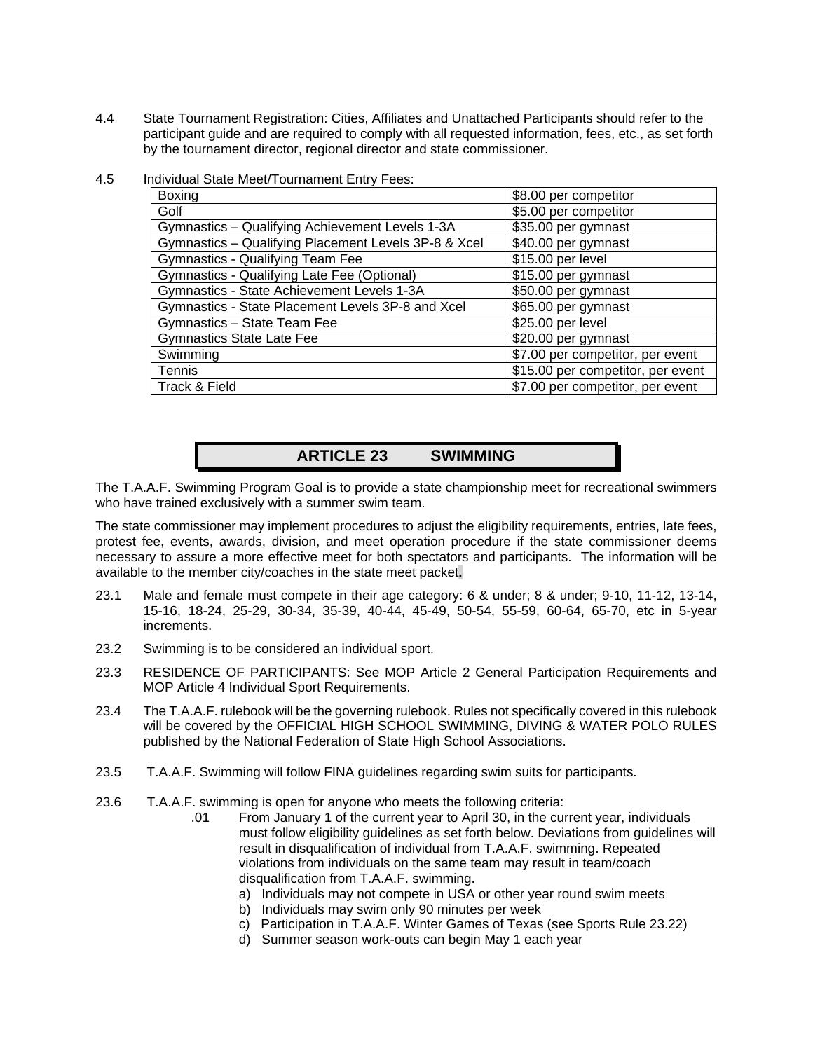4.4 State Tournament Registration: Cities, Affiliates and Unattached Participants should refer to the participant guide and are required to comply with all requested information, fees, etc., as set forth by the tournament director, regional director and state commissioner.

4.5 Individual State Meet/Tournament Entry Fees:

| | |
|---|---|
| Boxing | $8.00 per competitor |
| Golf | $5.00 per competitor |
| Gymnastics – Qualifying Achievement Levels 1-3A | $35.00 per gymnast |
| Gymnastics – Qualifying Placement Levels 3P-8 & Xcel | $40.00 per gymnast |
| Gymnastics - Qualifying Team Fee | $15.00 per level |
| Gymnastics - Qualifying Late Fee (Optional) | $15.00 per gymnast |
| Gymnastics - State Achievement Levels 1-3A | $50.00 per gymnast |
| Gymnastics - State Placement Levels 3P-8 and Xcel | $65.00 per gymnast |
| Gymnastics – State Team Fee | $25.00 per level |
| Gymnastics State Late Fee | $20.00 per gymnast |
| Swimming | $7.00 per competitor, per event |
| Tennis | $15.00 per competitor, per event |
| Track & Field | $7.00 per competitor, per event |

# ARTICLE 23 SWIMMING

The T.A.A.F. Swimming Program Goal is to provide a state championship meet for recreational swimmers who have trained exclusively with a summer swim team.

The state commissioner may implement procedures to adjust the eligibility requirements, entries, late fees, protest fee, events, awards, division, and meet operation procedure if the state commissioner deems necessary to assure a more effective meet for both spectators and participants. The information will be available to the member city/coaches in the state meet packet**.**

23.1 Male and female must compete in their age category: 6 & under; 8 & under; 9-10, 11-12, 13-14, 15-16, 18-24, 25-29, 30-34, 35-39, 40-44, 45-49, 50-54, 55-59, 60-64, 65-70, etc in 5-year increments.

23.2 Swimming is to be considered an individual sport.

23.3 RESIDENCE OF PARTICIPANTS: See MOP Article 2 General Participation Requirements and MOP Article 4 Individual Sport Requirements.

23.4 The T.A.A.F. rulebook will be the governing rulebook. Rules not specifically covered in this rulebook will be covered by the OFFICIAL HIGH SCHOOL SWIMMING, DIVING & WATER POLO RULES published by the National Federation of State High School Associations.

23.5 T.A.A.F. Swimming will follow FINA guidelines regarding swim suits for participants.

23.6 T.A.A.F. swimming is open for anyone who meets the following criteria:

.01 From January 1 of the current year to April 30, in the current year, individuals must follow eligibility guidelines as set forth below. Deviations from guidelines will result in disqualification of individual from T.A.A.F. swimming. Repeated violations from individuals on the same team may result in team/coach disqualification from T.A.A.F. swimming.

a) Individuals may not compete in USA or other year round swim meets
b) Individuals may swim only 90 minutes per week
c) Participation in T.A.A.F. Winter Games of Texas (see Sports Rule 23.22)
d) Summer season work-outs can begin May 1 each year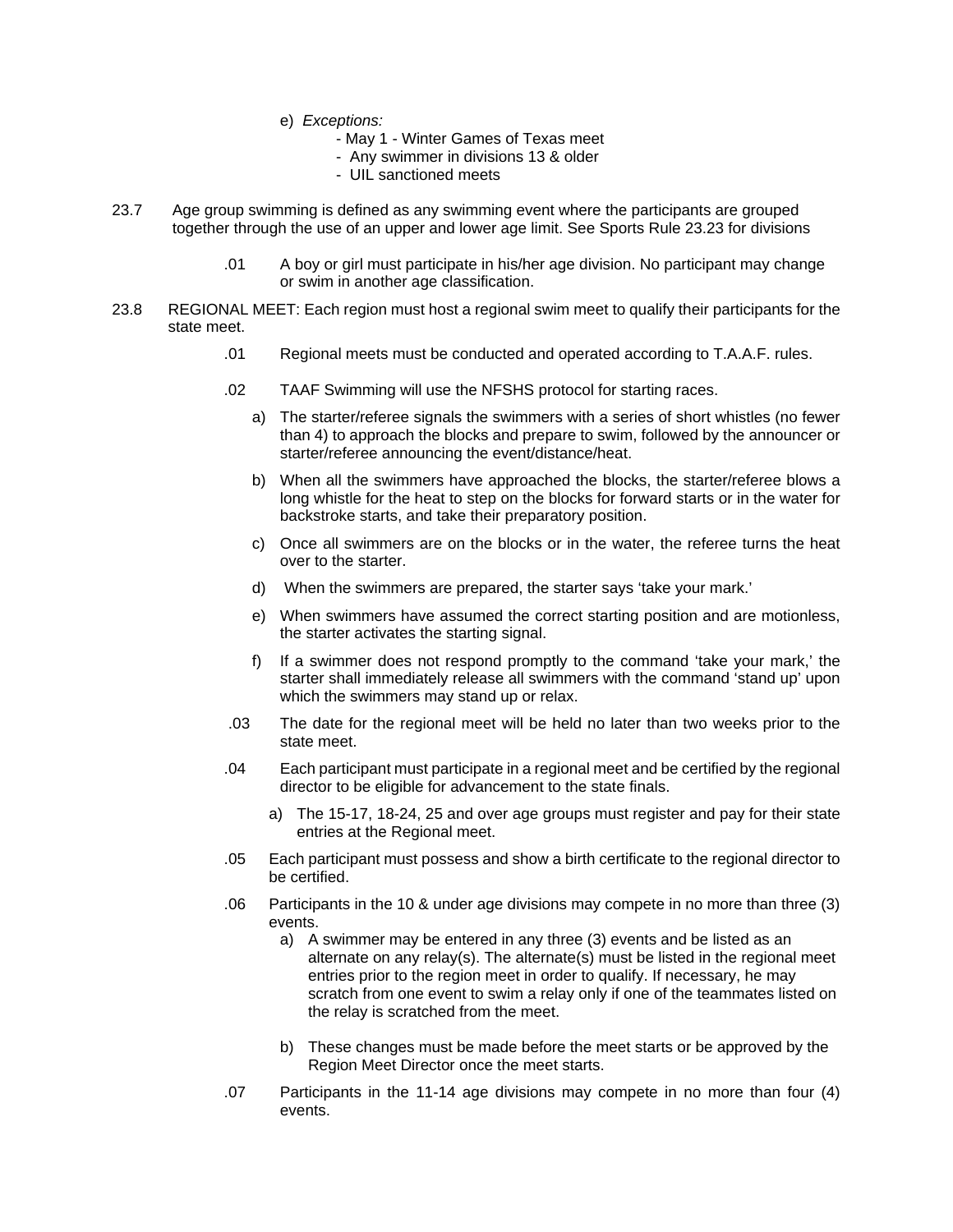e) *Exceptions:*
   - May 1 - Winter Games of Texas meet
   - Any swimmer in divisions 13 & older
   - UIL sanctioned meets

23.7 Age group swimming is defined as any swimming event where the participants are grouped together through the use of an upper and lower age limit. See Sports Rule 23.23 for divisions

.01 A boy or girl must participate in his/her age division. No participant may change or swim in another age classification.

23.8 REGIONAL MEET: Each region must host a regional swim meet to qualify their participants for the state meet.

.01 Regional meets must be conducted and operated according to T.A.A.F. rules.

.02 TAAF Swimming will use the NFSHS protocol for starting races.

a) The starter/referee signals the swimmers with a series of short whistles (no fewer than 4) to approach the blocks and prepare to swim, followed by the announcer or starter/referee announcing the event/distance/heat.

b) When all the swimmers have approached the blocks, the starter/referee blows a long whistle for the heat to step on the blocks for forward starts or in the water for backstroke starts, and take their preparatory position.

c) Once all swimmers are on the blocks or in the water, the referee turns the heat over to the starter.

d) When the swimmers are prepared, the starter says 'take your mark.'

e) When swimmers have assumed the correct starting position and are motionless, the starter activates the starting signal.

f) If a swimmer does not respond promptly to the command 'take your mark,' the starter shall immediately release all swimmers with the command 'stand up' upon which the swimmers may stand up or relax.

.03 The date for the regional meet will be held no later than two weeks prior to the state meet.

.04 Each participant must participate in a regional meet and be certified by the regional director to be eligible for advancement to the state finals.

a) The 15-17, 18-24, 25 and over age groups must register and pay for their state entries at the Regional meet.

.05 Each participant must possess and show a birth certificate to the regional director to be certified.

.06 Participants in the 10 & under age divisions may compete in no more than three (3) events.

a) A swimmer may be entered in any three (3) events and be listed as an alternate on any relay(s). The alternate(s) must be listed in the regional meet entries prior to the region meet in order to qualify. If necessary, he may scratch from one event to swim a relay only if one of the teammates listed on the relay is scratched from the meet.

b) These changes must be made before the meet starts or be approved by the Region Meet Director once the meet starts.

.07 Participants in the 11-14 age divisions may compete in no more than four (4) events.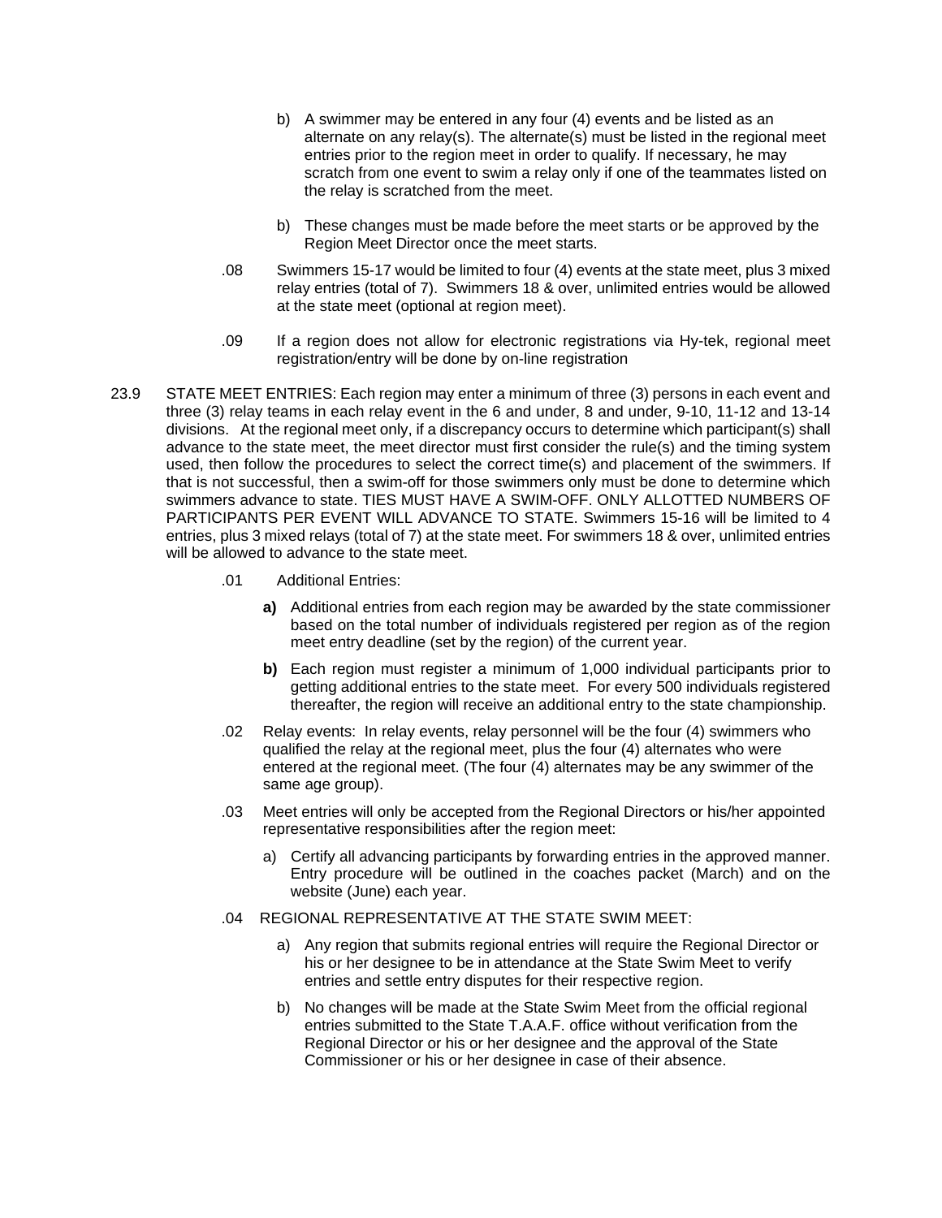b) A swimmer may be entered in any four (4) events and be listed as an alternate on any relay(s). The alternate(s) must be listed in the regional meet entries prior to the region meet in order to qualify. If necessary, he may scratch from one event to swim a relay only if one of the teammates listed on the relay is scratched from the meet.

b) These changes must be made before the meet starts or be approved by the Region Meet Director once the meet starts.

.08 Swimmers 15-17 would be limited to four (4) events at the state meet, plus 3 mixed relay entries (total of 7). Swimmers 18 & over, unlimited entries would be allowed at the state meet (optional at region meet).

.09 If a region does not allow for electronic registrations via Hy-tek, regional meet registration/entry will be done by on-line registration

23.9 STATE MEET ENTRIES: Each region may enter a minimum of three (3) persons in each event and three (3) relay teams in each relay event in the 6 and under, 8 and under, 9-10, 11-12 and 13-14 divisions. At the regional meet only, if a discrepancy occurs to determine which participant(s) shall advance to the state meet, the meet director must first consider the rule(s) and the timing system used, then follow the procedures to select the correct time(s) and placement of the swimmers. If that is not successful, then a swim-off for those swimmers only must be done to determine which swimmers advance to state. TIES MUST HAVE A SWIM-OFF. ONLY ALLOTTED NUMBERS OF PARTICIPANTS PER EVENT WILL ADVANCE TO STATE. Swimmers 15-16 will be limited to 4 entries, plus 3 mixed relays (total of 7) at the state meet. For swimmers 18 & over, unlimited entries will be allowed to advance to the state meet.

.01 Additional Entries:

**a)** Additional entries from each region may be awarded by the state commissioner based on the total number of individuals registered per region as of the region meet entry deadline (set by the region) of the current year.

**b)** Each region must register a minimum of 1,000 individual participants prior to getting additional entries to the state meet. For every 500 individuals registered thereafter, the region will receive an additional entry to the state championship.

.02 Relay events: In relay events, relay personnel will be the four (4) swimmers who qualified the relay at the regional meet, plus the four (4) alternates who were entered at the regional meet. (The four (4) alternates may be any swimmer of the same age group).

.03 Meet entries will only be accepted from the Regional Directors or his/her appointed representative responsibilities after the region meet:

a) Certify all advancing participants by forwarding entries in the approved manner. Entry procedure will be outlined in the coaches packet (March) and on the website (June) each year.

.04 REGIONAL REPRESENTATIVE AT THE STATE SWIM MEET:

a) Any region that submits regional entries will require the Regional Director or his or her designee to be in attendance at the State Swim Meet to verify entries and settle entry disputes for their respective region.

b) No changes will be made at the State Swim Meet from the official regional entries submitted to the State T.A.A.F. office without verification from the Regional Director or his or her designee and the approval of the State Commissioner or his or her designee in case of their absence.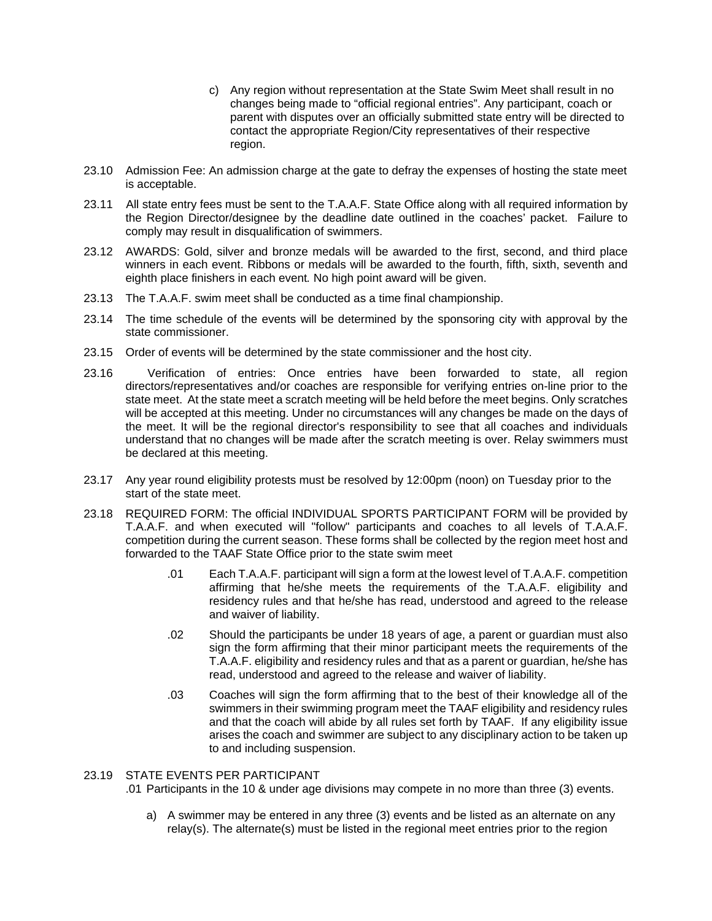c) Any region without representation at the State Swim Meet shall result in no changes being made to "official regional entries". Any participant, coach or parent with disputes over an officially submitted state entry will be directed to contact the appropriate Region/City representatives of their respective region.

23.10 Admission Fee: An admission charge at the gate to defray the expenses of hosting the state meet is acceptable.

23.11 All state entry fees must be sent to the T.A.A.F. State Office along with all required information by the Region Director/designee by the deadline date outlined in the coaches' packet. Failure to comply may result in disqualification of swimmers.

23.12 AWARDS: Gold, silver and bronze medals will be awarded to the first, second, and third place winners in each event. Ribbons or medals will be awarded to the fourth, fifth, sixth, seventh and eighth place finishers in each event. No high point award will be given.

23.13 The T.A.A.F. swim meet shall be conducted as a time final championship.

23.14 The time schedule of the events will be determined by the sponsoring city with approval by the state commissioner.

23.15 Order of events will be determined by the state commissioner and the host city.

23.16 Verification of entries: Once entries have been forwarded to state, all region directors/representatives and/or coaches are responsible for verifying entries on-line prior to the state meet. At the state meet a scratch meeting will be held before the meet begins. Only scratches will be accepted at this meeting. Under no circumstances will any changes be made on the days of the meet. It will be the regional director's responsibility to see that all coaches and individuals understand that no changes will be made after the scratch meeting is over. Relay swimmers must be declared at this meeting.

23.17 Any year round eligibility protests must be resolved by 12:00pm (noon) on Tuesday prior to the start of the state meet.

23.18 REQUIRED FORM: The official INDIVIDUAL SPORTS PARTICIPANT FORM will be provided by T.A.A.F. and when executed will "follow" participants and coaches to all levels of T.A.A.F. competition during the current season. These forms shall be collected by the region meet host and forwarded to the TAAF State Office prior to the state swim meet

.01 Each T.A.A.F. participant will sign a form at the lowest level of T.A.A.F. competition affirming that he/she meets the requirements of the T.A.A.F. eligibility and residency rules and that he/she has read, understood and agreed to the release and waiver of liability.

.02 Should the participants be under 18 years of age, a parent or guardian must also sign the form affirming that their minor participant meets the requirements of the T.A.A.F. eligibility and residency rules and that as a parent or guardian, he/she has read, understood and agreed to the release and waiver of liability.

.03 Coaches will sign the form affirming that to the best of their knowledge all of the swimmers in their swimming program meet the TAAF eligibility and residency rules and that the coach will abide by all rules set forth by TAAF. If any eligibility issue arises the coach and swimmer are subject to any disciplinary action to be taken up to and including suspension.

23.19 STATE EVENTS PER PARTICIPANT

.01 Participants in the 10 & under age divisions may compete in no more than three (3) events.

a) A swimmer may be entered in any three (3) events and be listed as an alternate on any relay(s). The alternate(s) must be listed in the regional meet entries prior to the region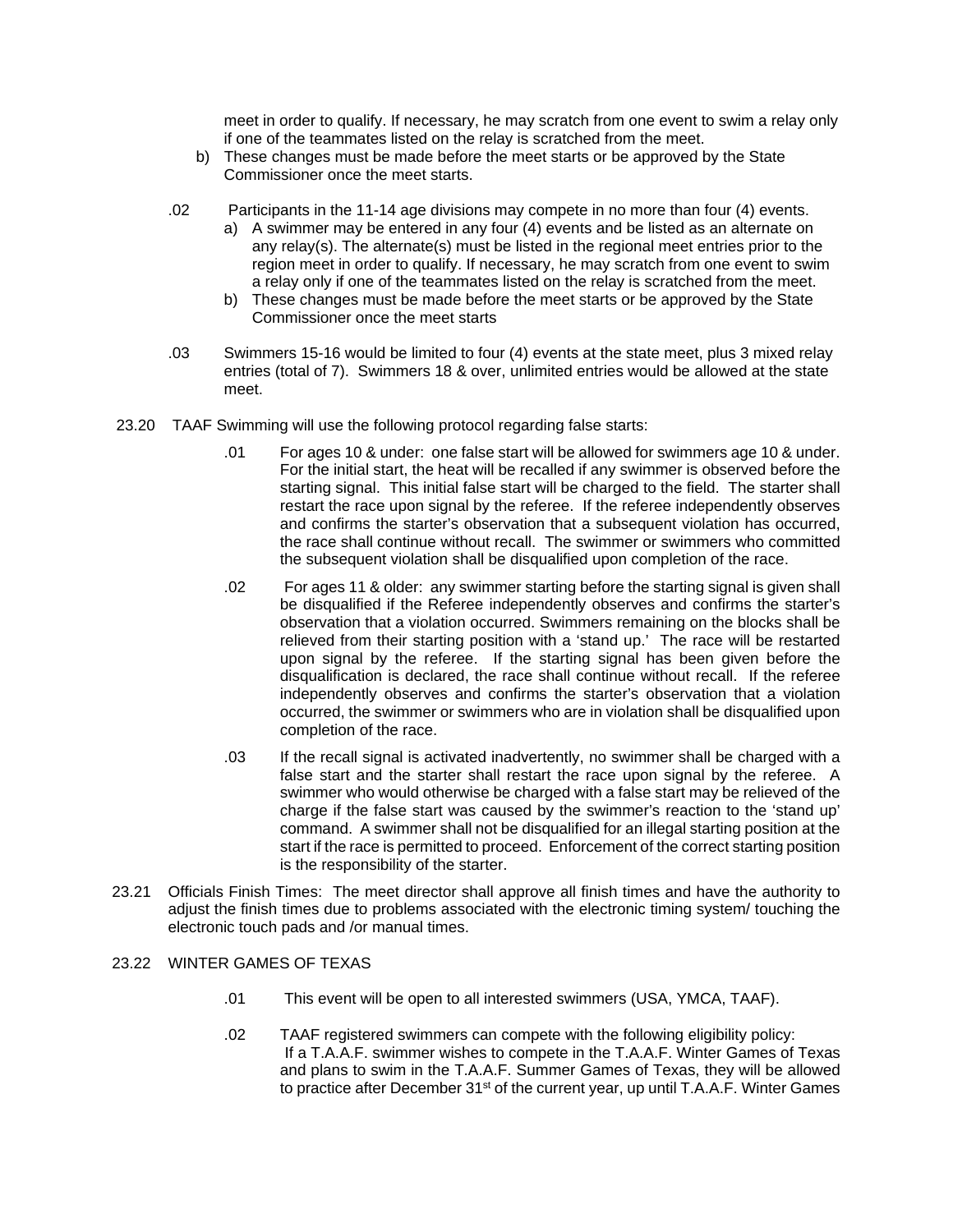meet in order to qualify. If necessary, he may scratch from one event to swim a relay only if one of the teammates listed on the relay is scratched from the meet.

b) These changes must be made before the meet starts or be approved by the State Commissioner once the meet starts.

.02 Participants in the 11-14 age divisions may compete in no more than four (4) events.

a) A swimmer may be entered in any four (4) events and be listed as an alternate on any relay(s). The alternate(s) must be listed in the regional meet entries prior to the region meet in order to qualify. If necessary, he may scratch from one event to swim a relay only if one of the teammates listed on the relay is scratched from the meet.

b) These changes must be made before the meet starts or be approved by the State Commissioner once the meet starts

.03 Swimmers 15-16 would be limited to four (4) events at the state meet, plus 3 mixed relay entries (total of 7). Swimmers 18 & over, unlimited entries would be allowed at the state meet.

23.20 TAAF Swimming will use the following protocol regarding false starts:

.01 For ages 10 & under: one false start will be allowed for swimmers age 10 & under. For the initial start, the heat will be recalled if any swimmer is observed before the starting signal. This initial false start will be charged to the field. The starter shall restart the race upon signal by the referee. If the referee independently observes and confirms the starter's observation that a subsequent violation has occurred, the race shall continue without recall. The swimmer or swimmers who committed the subsequent violation shall be disqualified upon completion of the race.

.02 For ages 11 & older: any swimmer starting before the starting signal is given shall be disqualified if the Referee independently observes and confirms the starter's observation that a violation occurred. Swimmers remaining on the blocks shall be relieved from their starting position with a 'stand up.' The race will be restarted upon signal by the referee. If the starting signal has been given before the disqualification is declared, the race shall continue without recall. If the referee independently observes and confirms the starter's observation that a violation occurred, the swimmer or swimmers who are in violation shall be disqualified upon completion of the race.

.03 If the recall signal is activated inadvertently, no swimmer shall be charged with a false start and the starter shall restart the race upon signal by the referee. A swimmer who would otherwise be charged with a false start may be relieved of the charge if the false start was caused by the swimmer's reaction to the 'stand up' command. A swimmer shall not be disqualified for an illegal starting position at the start if the race is permitted to proceed. Enforcement of the correct starting position is the responsibility of the starter.

23.21 Officials Finish Times: The meet director shall approve all finish times and have the authority to adjust the finish times due to problems associated with the electronic timing system/ touching the electronic touch pads and /or manual times.

23.22 WINTER GAMES OF TEXAS

.01 This event will be open to all interested swimmers (USA, YMCA, TAAF).

.02 TAAF registered swimmers can compete with the following eligibility policy: If a T.A.A.F. swimmer wishes to compete in the T.A.A.F. Winter Games of Texas and plans to swim in the T.A.A.F. Summer Games of Texas, they will be allowed to practice after December 31st of the current year, up until T.A.A.F. Winter Games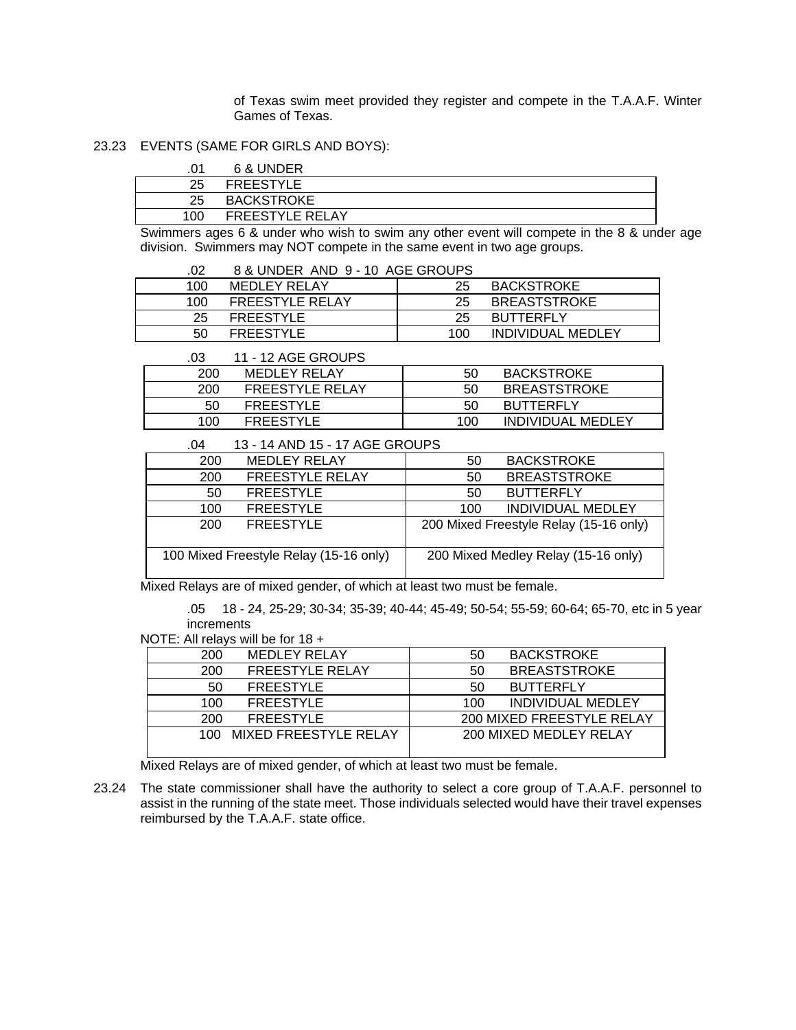of Texas swim meet provided they register and compete in the T.A.A.F. Winter Games of Texas.

23.23 EVENTS (SAME FOR GIRLS AND BOYS):

.01 6 & UNDER

| | |
|---|---|
| 25 | FREESTYLE |
| 25 | BACKSTROKE |
| 100 | FREESTYLE RELAY |

Swimmers ages 6 & under who wish to swim any other event will compete in the 8 & under age division. Swimmers may NOT compete in the same event in two age groups.

.02 8 & UNDER AND 9 - 10 AGE GROUPS

| | | | |
|---|---|---|---|
| 100 | MEDLEY RELAY | 25 | BACKSTROKE |
| 100 | FREESTYLE RELAY | 25 | BREASTSTROKE |
| 25 | FREESTYLE | 25 | BUTTERFLY |
| 50 | FREESTYLE | 100 | INDIVIDUAL MEDLEY |

.03 11 - 12 AGE GROUPS

| | | | |
|---|---|---|---|
| 200 | MEDLEY RELAY | 50 | BACKSTROKE |
| 200 | FREESTYLE RELAY | 50 | BREASTSTROKE |
| 50 | FREESTYLE | 50 | BUTTERFLY |
| 100 | FREESTYLE | 100 | INDIVIDUAL MEDLEY |

.04 13 - 14 AND 15 - 17 AGE GROUPS

| | |
|---|---|
| 200 MEDLEY RELAY | 50 BACKSTROKE |
| 200 FREESTYLE RELAY | 50 BREASTSTROKE |
| 50 FREESTYLE | 50 BUTTERFLY |
| 100 FREESTYLE | 100 INDIVIDUAL MEDLEY |
| 200 FREESTYLE | 200 Mixed Freestyle Relay (15-16 only) |
| 100 Mixed Freestyle Relay (15-16 only) | 200 Mixed Medley Relay (15-16 only) |

Mixed Relays are of mixed gender, of which at least two must be female.

.05 18 - 24, 25-29; 30-34; 35-39; 40-44; 45-49; 50-54; 55-59; 60-64; 65-70, etc in 5 year increments

NOTE: All relays will be for 18 +

| | |
|---|---|
| 200 MEDLEY RELAY | 50 BACKSTROKE |
| 200 FREESTYLE RELAY | 50 BREASTSTROKE |
| 50 FREESTYLE | 50 BUTTERFLY |
| 100 FREESTYLE | 100 INDIVIDUAL MEDLEY |
| 200 FREESTYLE | 200 MIXED FREESTYLE RELAY |
| 100 MIXED FREESTYLE RELAY | 200 MIXED MEDLEY RELAY |

Mixed Relays are of mixed gender, of which at least two must be female.

23.24 The state commissioner shall have the authority to select a core group of T.A.A.F. personnel to assist in the running of the state meet. Those individuals selected would have their travel expenses reimbursed by the T.A.A.F. state office.